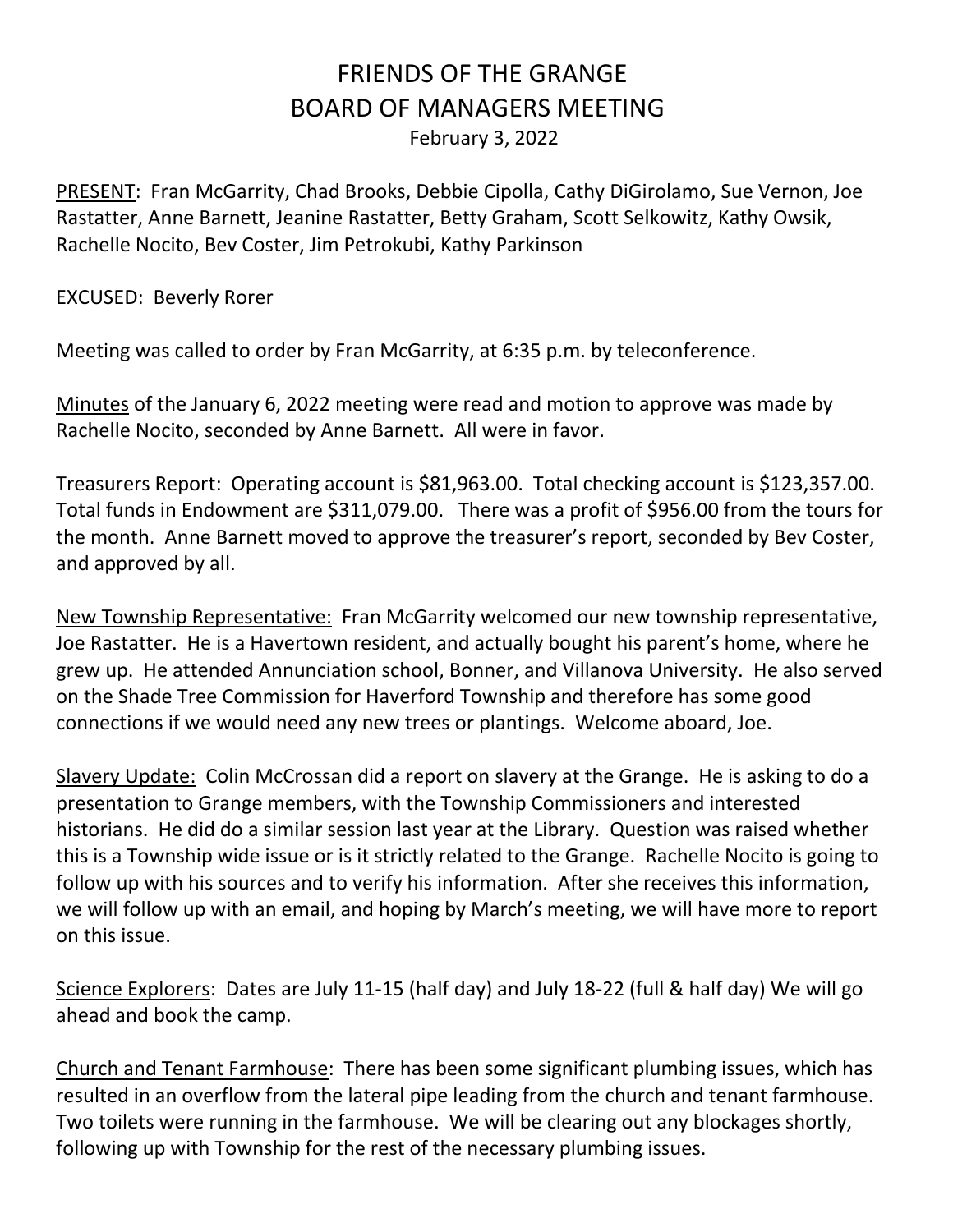# FRIENDS OF THE GRANGE
# BOARD OF MANAGERS MEETING

February 3, 2022

PRESENT: Fran McGarrity, Chad Brooks, Debbie Cipolla, Cathy DiGirolamo, Sue Vernon, Joe Rastatter, Anne Barnett, Jeanine Rastatter, Betty Graham, Scott Selkowitz, Kathy Owsik, Rachelle Nocito, Bev Coster, Jim Petrokubi, Kathy Parkinson

EXCUSED: Beverly Rorer

Meeting was called to order by Fran McGarrity, at 6:35 p.m. by teleconference.

Minutes of the January 6, 2022 meeting were read and motion to approve was made by Rachelle Nocito, seconded by Anne Barnett. All were in favor.

Treasurers Report: Operating account is $81,963.00. Total checking account is $123,357.00. Total funds in Endowment are $311,079.00. There was a profit of $956.00 from the tours for the month. Anne Barnett moved to approve the treasurer's report, seconded by Bev Coster, and approved by all.

New Township Representative: Fran McGarrity welcomed our new township representative, Joe Rastatter. He is a Havertown resident, and actually bought his parent's home, where he grew up. He attended Annunciation school, Bonner, and Villanova University. He also served on the Shade Tree Commission for Haverford Township and therefore has some good connections if we would need any new trees or plantings. Welcome aboard, Joe.

Slavery Update: Colin McCrossan did a report on slavery at the Grange. He is asking to do a presentation to Grange members, with the Township Commissioners and interested historians. He did do a similar session last year at the Library. Question was raised whether this is a Township wide issue or is it strictly related to the Grange. Rachelle Nocito is going to follow up with his sources and to verify his information. After she receives this information, we will follow up with an email, and hoping by March's meeting, we will have more to report on this issue.

Science Explorers: Dates are July 11-15 (half day) and July 18-22 (full & half day) We will go ahead and book the camp.

Church and Tenant Farmhouse: There has been some significant plumbing issues, which has resulted in an overflow from the lateral pipe leading from the church and tenant farmhouse. Two toilets were running in the farmhouse. We will be clearing out any blockages shortly, following up with Township for the rest of the necessary plumbing issues.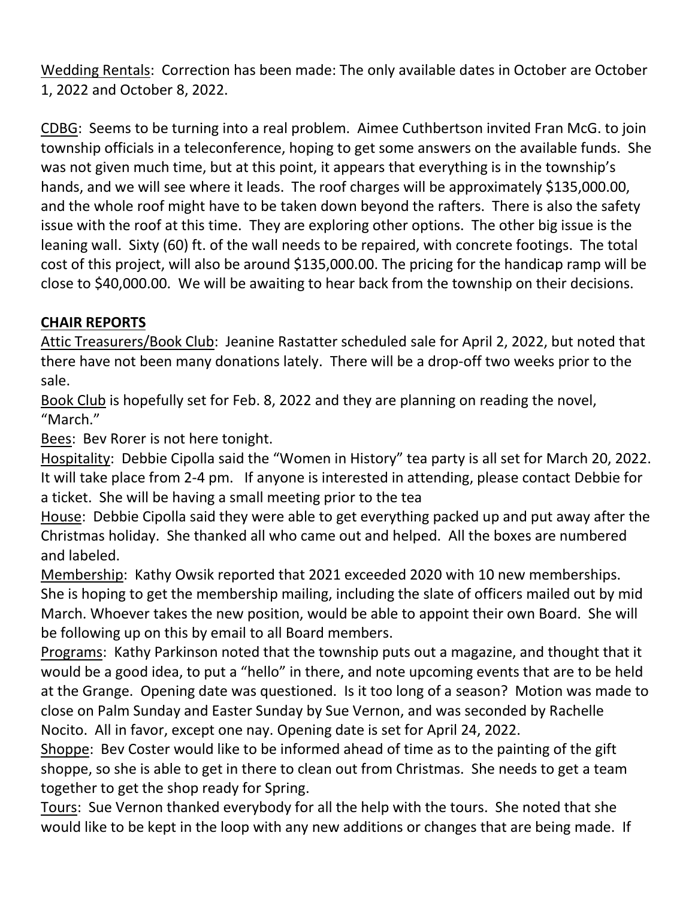Wedding Rentals: Correction has been made: The only available dates in October are October 1, 2022 and October 8, 2022.

CDBG: Seems to be turning into a real problem. Aimee Cuthbertson invited Fran McG. to join township officials in a teleconference, hoping to get some answers on the available funds. She was not given much time, but at this point, it appears that everything is in the township's hands, and we will see where it leads. The roof charges will be approximately $135,000.00, and the whole roof might have to be taken down beyond the rafters. There is also the safety issue with the roof at this time. They are exploring other options. The other big issue is the leaning wall. Sixty (60) ft. of the wall needs to be repaired, with concrete footings. The total cost of this project, will also be around $135,000.00. The pricing for the handicap ramp will be close to $40,000.00. We will be awaiting to hear back from the township on their decisions.

**CHAIR REPORTS**

Attic Treasurers/Book Club: Jeanine Rastatter scheduled sale for April 2, 2022, but noted that there have not been many donations lately. There will be a drop-off two weeks prior to the sale.

Book Club is hopefully set for Feb. 8, 2022 and they are planning on reading the novel, "March."

Bees: Bev Rorer is not here tonight.

Hospitality: Debbie Cipolla said the "Women in History" tea party is all set for March 20, 2022. It will take place from 2-4 pm. If anyone is interested in attending, please contact Debbie for a ticket. She will be having a small meeting prior to the tea

House: Debbie Cipolla said they were able to get everything packed up and put away after the Christmas holiday. She thanked all who came out and helped. All the boxes are numbered and labeled.

Membership: Kathy Owsik reported that 2021 exceeded 2020 with 10 new memberships. She is hoping to get the membership mailing, including the slate of officers mailed out by mid March. Whoever takes the new position, would be able to appoint their own Board. She will be following up on this by email to all Board members.

Programs: Kathy Parkinson noted that the township puts out a magazine, and thought that it would be a good idea, to put a "hello" in there, and note upcoming events that are to be held at the Grange. Opening date was questioned. Is it too long of a season? Motion was made to close on Palm Sunday and Easter Sunday by Sue Vernon, and was seconded by Rachelle Nocito. All in favor, except one nay. Opening date is set for April 24, 2022.

Shoppe: Bev Coster would like to be informed ahead of time as to the painting of the gift shoppe, so she is able to get in there to clean out from Christmas. She needs to get a team together to get the shop ready for Spring.

Tours: Sue Vernon thanked everybody for all the help with the tours. She noted that she would like to be kept in the loop with any new additions or changes that are being made. If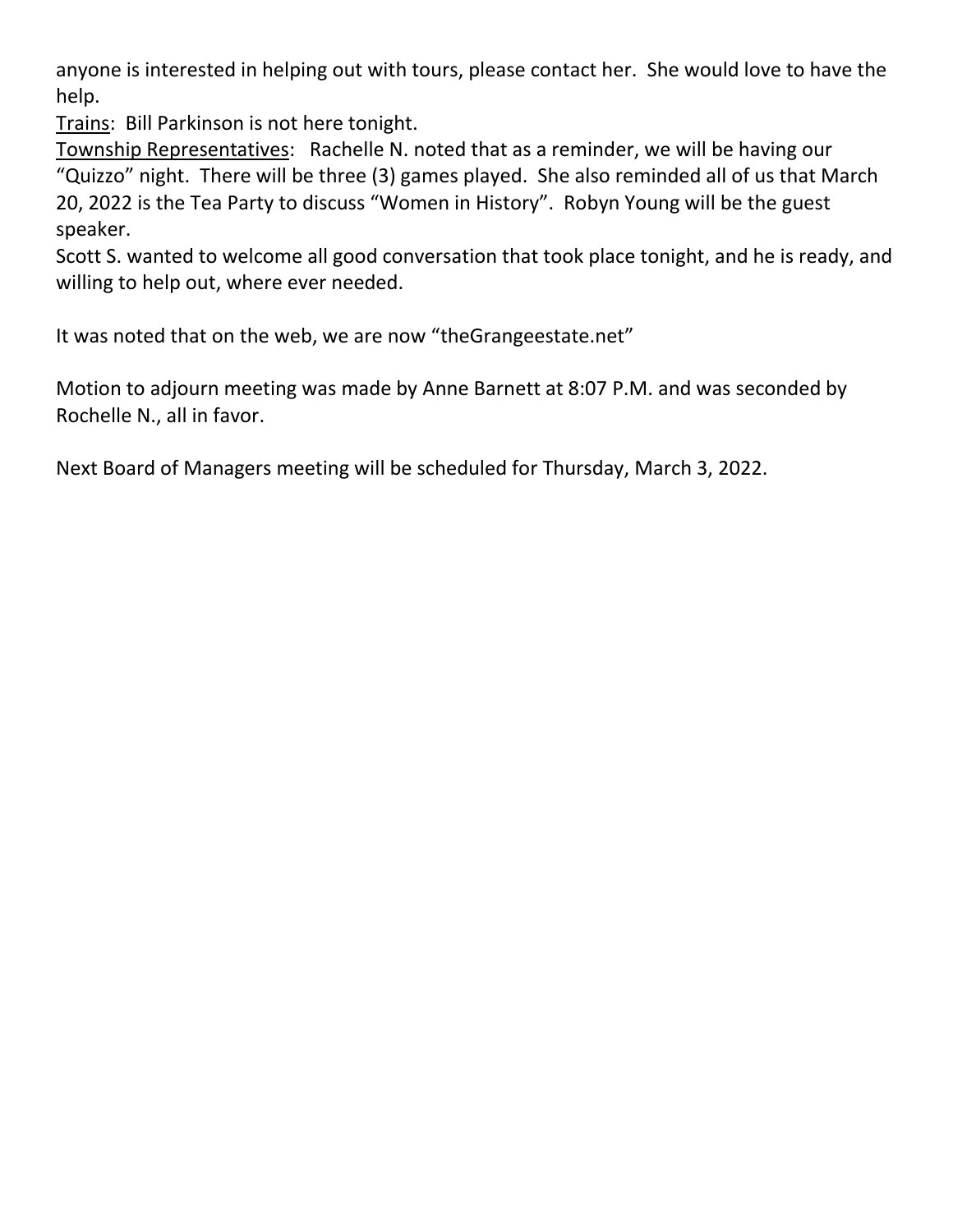anyone is interested in helping out with tours, please contact her. She would love to have the help.

Trains: Bill Parkinson is not here tonight.

Township Representatives: Rachelle N. noted that as a reminder, we will be having our "Quizzo" night. There will be three (3) games played. She also reminded all of us that March 20, 2022 is the Tea Party to discuss "Women in History". Robyn Young will be the guest speaker.

Scott S. wanted to welcome all good conversation that took place tonight, and he is ready, and willing to help out, where ever needed.

It was noted that on the web, we are now "theGrangeestate.net"

Motion to adjourn meeting was made by Anne Barnett at 8:07 P.M. and was seconded by Rochelle N., all in favor.

Next Board of Managers meeting will be scheduled for Thursday, March 3, 2022.